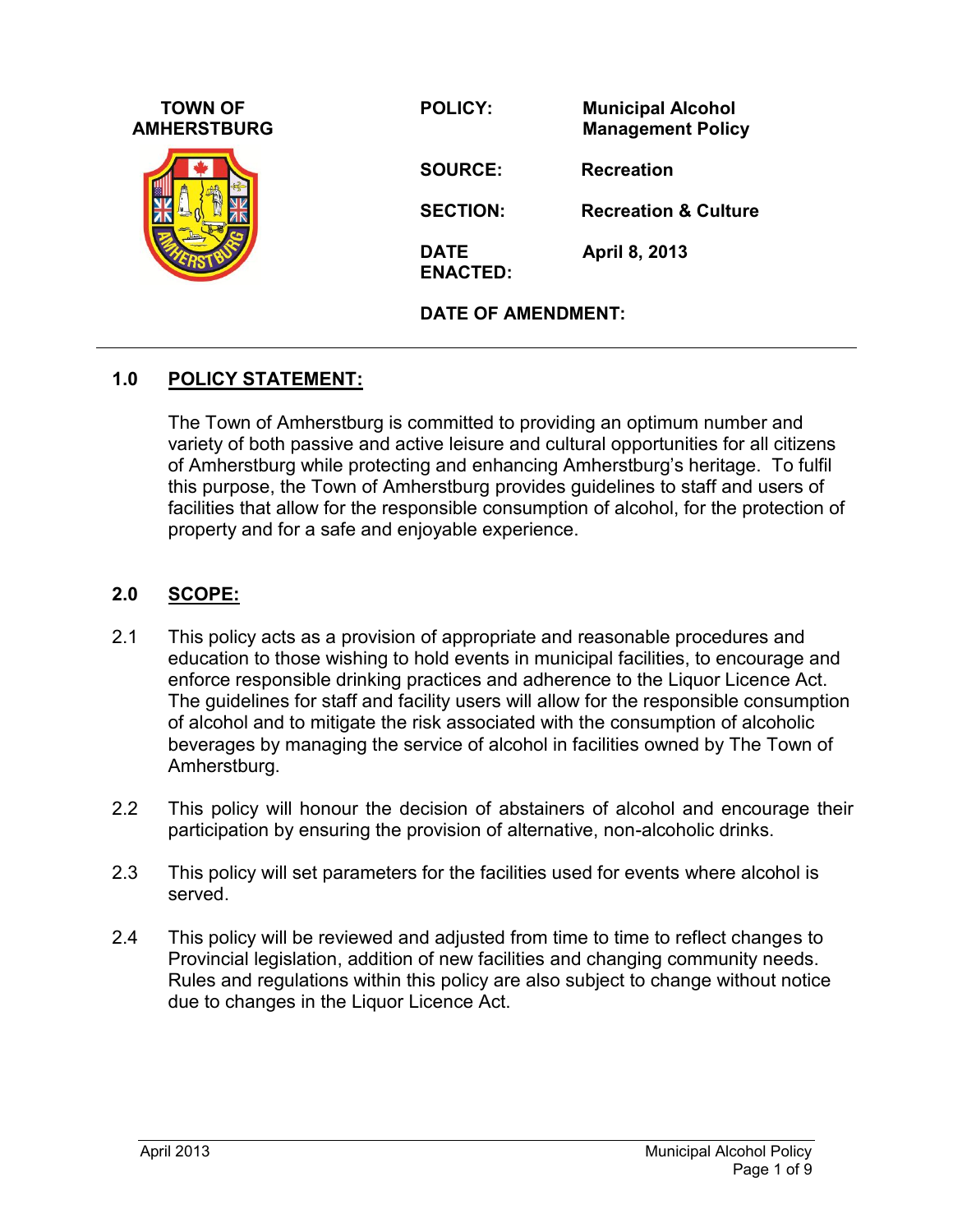**TOWN OF AMHERSTBURG**

| | |
|---|---|
| **POLICY:** | **Municipal Alcohol Management Policy** |
| **SOURCE:** | **Recreation** |
| **SECTION:** | **Recreation & Culture** |
| **DATE ENACTED:** | **April 8, 2013** |
| **DATE OF AMENDMENT:** | |

---

## 1.0 POLICY STATEMENT:

The Town of Amherstburg is committed to providing an optimum number and variety of both passive and active leisure and cultural opportunities for all citizens of Amherstburg while protecting and enhancing Amherstburg's heritage. To fulfil this purpose, the Town of Amherstburg provides guidelines to staff and users of facilities that allow for the responsible consumption of alcohol, for the protection of property and for a safe and enjoyable experience.

## 2.0 SCOPE:

2.1 This policy acts as a provision of appropriate and reasonable procedures and education to those wishing to hold events in municipal facilities, to encourage and enforce responsible drinking practices and adherence to the Liquor Licence Act. The guidelines for staff and facility users will allow for the responsible consumption of alcohol and to mitigate the risk associated with the consumption of alcoholic beverages by managing the service of alcohol in facilities owned by The Town of Amherstburg.

2.2 This policy will honour the decision of abstainers of alcohol and encourage their participation by ensuring the provision of alternative, non-alcoholic drinks.

2.3 This policy will set parameters for the facilities used for events where alcohol is served.

2.4 This policy will be reviewed and adjusted from time to time to reflect changes to Provincial legislation, addition of new facilities and changing community needs. Rules and regulations within this policy are also subject to change without notice due to changes in the Liquor Licence Act.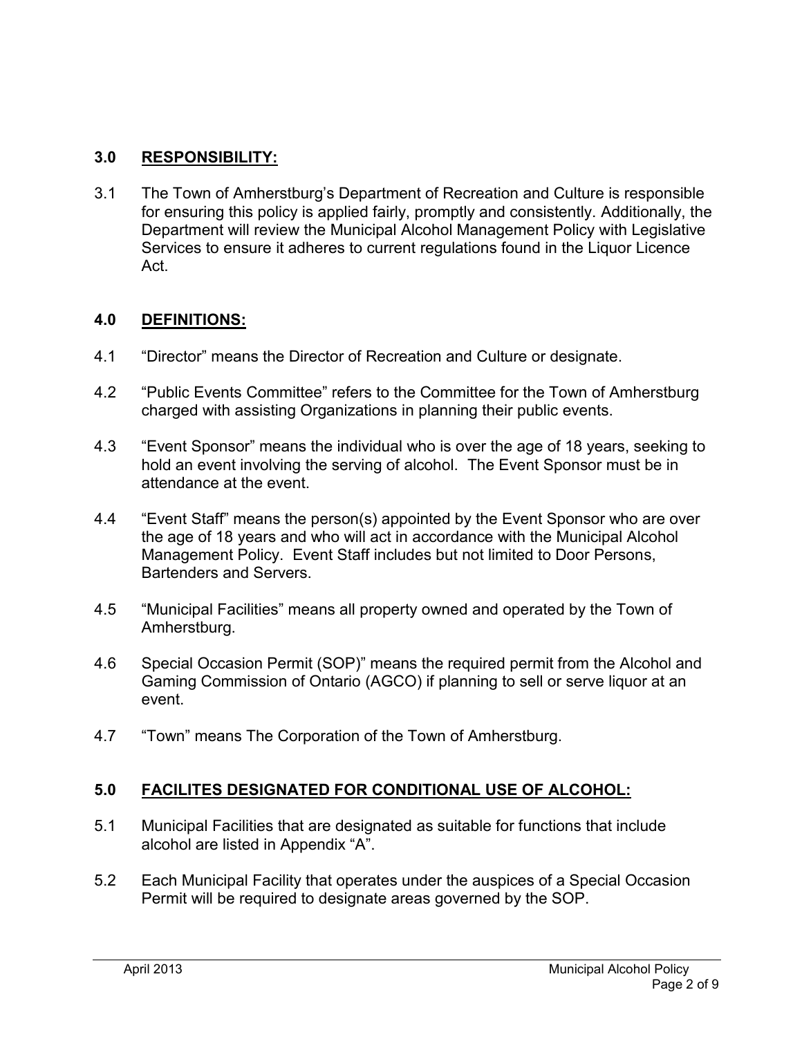## 3.0 RESPONSIBILITY:

3.1 The Town of Amherstburg's Department of Recreation and Culture is responsible for ensuring this policy is applied fairly, promptly and consistently. Additionally, the Department will review the Municipal Alcohol Management Policy with Legislative Services to ensure it adheres to current regulations found in the Liquor Licence Act.

## 4.0 DEFINITIONS:

4.1 "Director" means the Director of Recreation and Culture or designate.

4.2 "Public Events Committee" refers to the Committee for the Town of Amherstburg charged with assisting Organizations in planning their public events.

4.3 "Event Sponsor" means the individual who is over the age of 18 years, seeking to hold an event involving the serving of alcohol. The Event Sponsor must be in attendance at the event.

4.4 "Event Staff" means the person(s) appointed by the Event Sponsor who are over the age of 18 years and who will act in accordance with the Municipal Alcohol Management Policy. Event Staff includes but not limited to Door Persons, Bartenders and Servers.

4.5 "Municipal Facilities" means all property owned and operated by the Town of Amherstburg.

4.6 Special Occasion Permit (SOP)" means the required permit from the Alcohol and Gaming Commission of Ontario (AGCO) if planning to sell or serve liquor at an event.

4.7 "Town" means The Corporation of the Town of Amherstburg.

## 5.0 FACILITES DESIGNATED FOR CONDITIONAL USE OF ALCOHOL:

5.1 Municipal Facilities that are designated as suitable for functions that include alcohol are listed in Appendix "A".

5.2 Each Municipal Facility that operates under the auspices of a Special Occasion Permit will be required to designate areas governed by the SOP.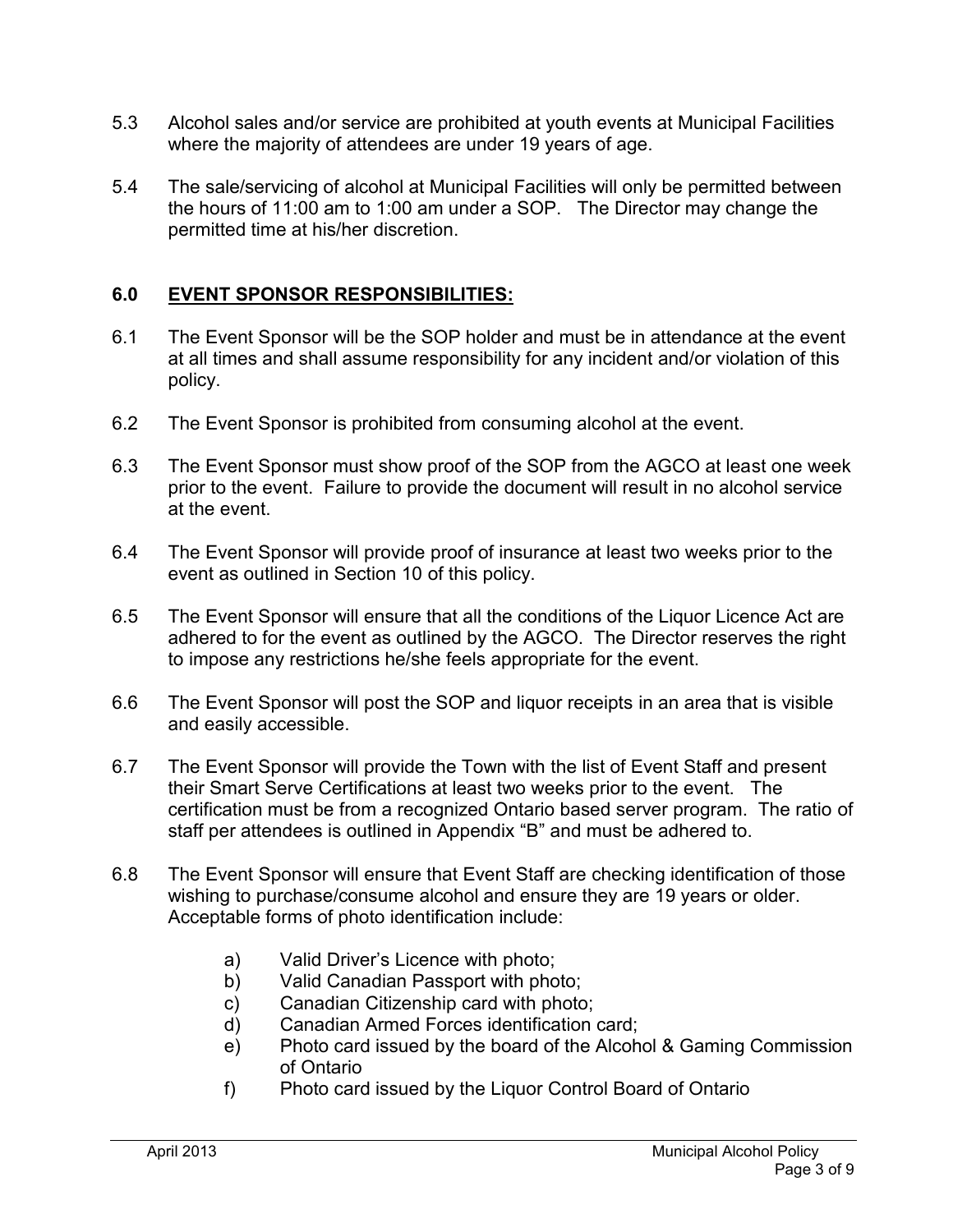5.3 Alcohol sales and/or service are prohibited at youth events at Municipal Facilities where the majority of attendees are under 19 years of age.

5.4 The sale/servicing of alcohol at Municipal Facilities will only be permitted between the hours of 11:00 am to 1:00 am under a SOP. The Director may change the permitted time at his/her discretion.

## 6.0 EVENT SPONSOR RESPONSIBILITIES:

6.1 The Event Sponsor will be the SOP holder and must be in attendance at the event at all times and shall assume responsibility for any incident and/or violation of this policy.

6.2 The Event Sponsor is prohibited from consuming alcohol at the event.

6.3 The Event Sponsor must show proof of the SOP from the AGCO at least one week prior to the event. Failure to provide the document will result in no alcohol service at the event.

6.4 The Event Sponsor will provide proof of insurance at least two weeks prior to the event as outlined in Section 10 of this policy.

6.5 The Event Sponsor will ensure that all the conditions of the Liquor Licence Act are adhered to for the event as outlined by the AGCO. The Director reserves the right to impose any restrictions he/she feels appropriate for the event.

6.6 The Event Sponsor will post the SOP and liquor receipts in an area that is visible and easily accessible.

6.7 The Event Sponsor will provide the Town with the list of Event Staff and present their Smart Serve Certifications at least two weeks prior to the event. The certification must be from a recognized Ontario based server program. The ratio of staff per attendees is outlined in Appendix "B" and must be adhered to.

6.8 The Event Sponsor will ensure that Event Staff are checking identification of those wishing to purchase/consume alcohol and ensure they are 19 years or older. Acceptable forms of photo identification include:

- a) Valid Driver's Licence with photo;
- b) Valid Canadian Passport with photo;
- c) Canadian Citizenship card with photo;
- d) Canadian Armed Forces identification card;
- e) Photo card issued by the board of the Alcohol & Gaming Commission of Ontario
- f) Photo card issued by the Liquor Control Board of Ontario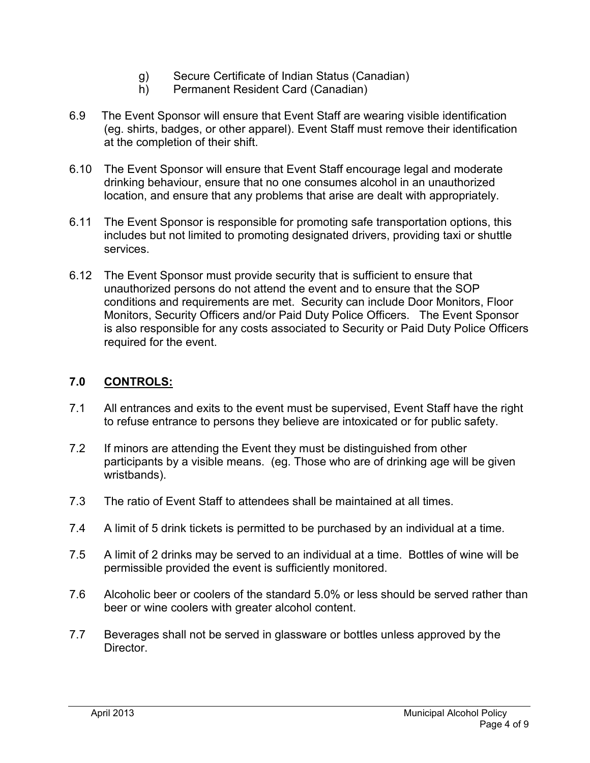g) Secure Certificate of Indian Status (Canadian)
h) Permanent Resident Card (Canadian)

6.9 The Event Sponsor will ensure that Event Staff are wearing visible identification (eg. shirts, badges, or other apparel). Event Staff must remove their identification at the completion of their shift.

6.10 The Event Sponsor will ensure that Event Staff encourage legal and moderate drinking behaviour, ensure that no one consumes alcohol in an unauthorized location, and ensure that any problems that arise are dealt with appropriately.

6.11 The Event Sponsor is responsible for promoting safe transportation options, this includes but not limited to promoting designated drivers, providing taxi or shuttle services.

6.12 The Event Sponsor must provide security that is sufficient to ensure that unauthorized persons do not attend the event and to ensure that the SOP conditions and requirements are met. Security can include Door Monitors, Floor Monitors, Security Officers and/or Paid Duty Police Officers. The Event Sponsor is also responsible for any costs associated to Security or Paid Duty Police Officers required for the event.

## 7.0 CONTROLS:

7.1 All entrances and exits to the event must be supervised, Event Staff have the right to refuse entrance to persons they believe are intoxicated or for public safety.

7.2 If minors are attending the Event they must be distinguished from other participants by a visible means. (eg. Those who are of drinking age will be given wristbands).

7.3 The ratio of Event Staff to attendees shall be maintained at all times.

7.4 A limit of 5 drink tickets is permitted to be purchased by an individual at a time.

7.5 A limit of 2 drinks may be served to an individual at a time. Bottles of wine will be permissible provided the event is sufficiently monitored.

7.6 Alcoholic beer or coolers of the standard 5.0% or less should be served rather than beer or wine coolers with greater alcohol content.

7.7 Beverages shall not be served in glassware or bottles unless approved by the Director.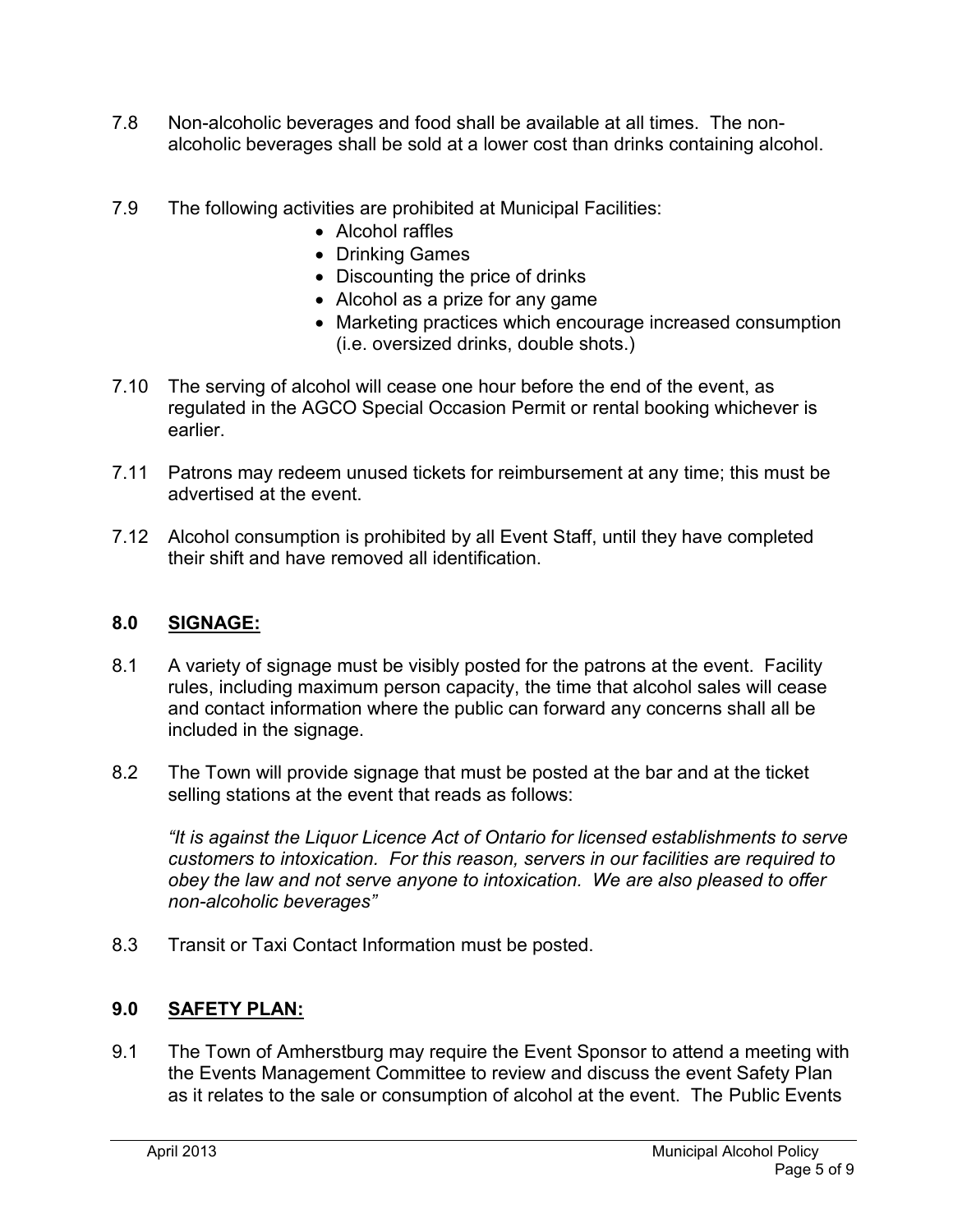7.8 Non-alcoholic beverages and food shall be available at all times. The non-alcoholic beverages shall be sold at a lower cost than drinks containing alcohol.

7.9 The following activities are prohibited at Municipal Facilities:

- Alcohol raffles
- Drinking Games
- Discounting the price of drinks
- Alcohol as a prize for any game
- Marketing practices which encourage increased consumption (i.e. oversized drinks, double shots.)

7.10 The serving of alcohol will cease one hour before the end of the event, as regulated in the AGCO Special Occasion Permit or rental booking whichever is earlier.

7.11 Patrons may redeem unused tickets for reimbursement at any time; this must be advertised at the event.

7.12 Alcohol consumption is prohibited by all Event Staff, until they have completed their shift and have removed all identification.

## 8.0 SIGNAGE:

8.1 A variety of signage must be visibly posted for the patrons at the event. Facility rules, including maximum person capacity, the time that alcohol sales will cease and contact information where the public can forward any concerns shall all be included in the signage.

8.2 The Town will provide signage that must be posted at the bar and at the ticket selling stations at the event that reads as follows:

*"It is against the Liquor Licence Act of Ontario for licensed establishments to serve customers to intoxication. For this reason, servers in our facilities are required to obey the law and not serve anyone to intoxication. We are also pleased to offer non-alcoholic beverages"*

8.3 Transit or Taxi Contact Information must be posted.

## 9.0 SAFETY PLAN:

9.1 The Town of Amherstburg may require the Event Sponsor to attend a meeting with the Events Management Committee to review and discuss the event Safety Plan as it relates to the sale or consumption of alcohol at the event. The Public Events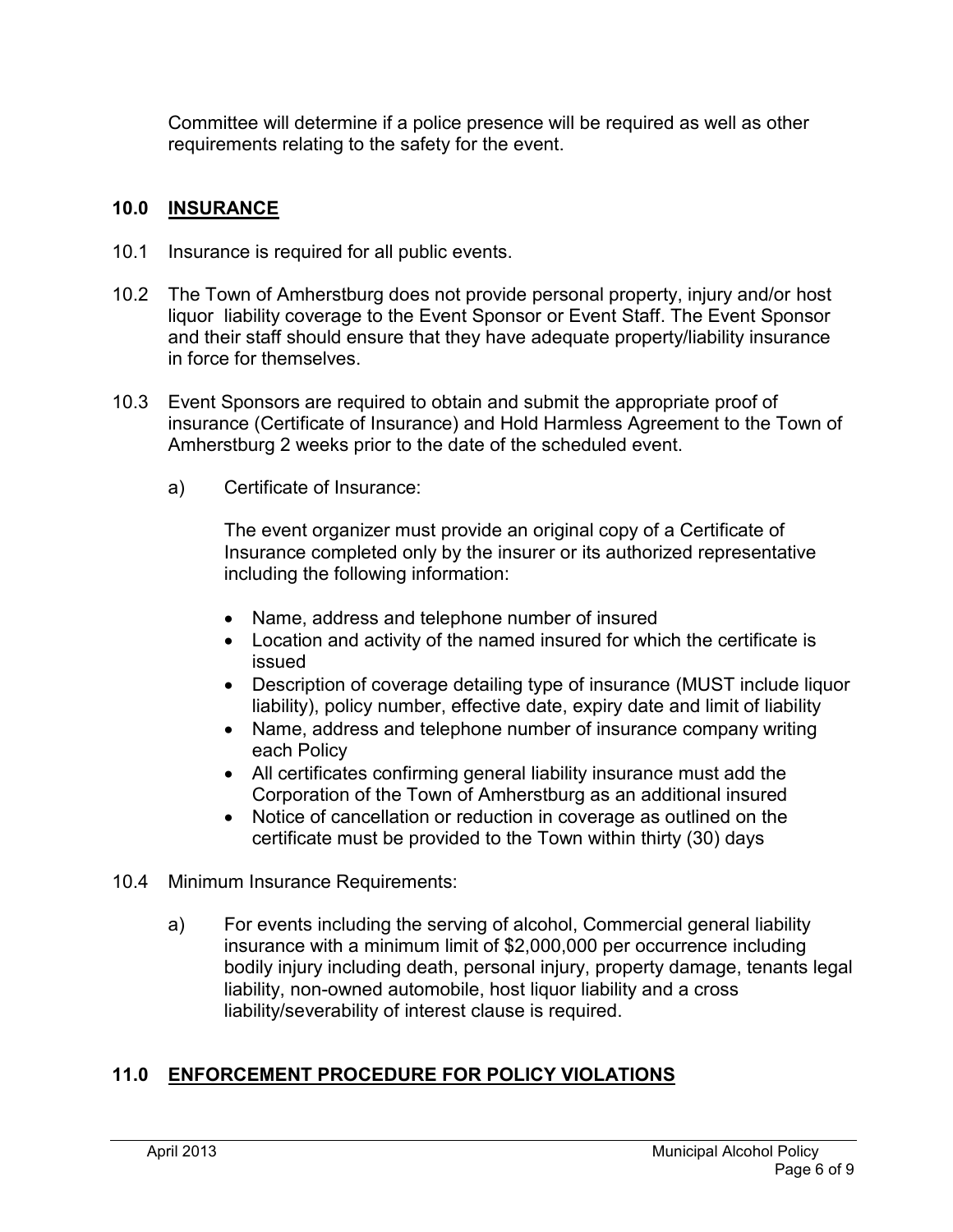Committee will determine if a police presence will be required as well as other requirements relating to the safety for the event.

## 10.0 INSURANCE

10.1 Insurance is required for all public events.

10.2 The Town of Amherstburg does not provide personal property, injury and/or host liquor liability coverage to the Event Sponsor or Event Staff. The Event Sponsor and their staff should ensure that they have adequate property/liability insurance in force for themselves.

10.3 Event Sponsors are required to obtain and submit the appropriate proof of insurance (Certificate of Insurance) and Hold Harmless Agreement to the Town of Amherstburg 2 weeks prior to the date of the scheduled event.

a) Certificate of Insurance:

The event organizer must provide an original copy of a Certificate of Insurance completed only by the insurer or its authorized representative including the following information:

- Name, address and telephone number of insured
- Location and activity of the named insured for which the certificate is issued
- Description of coverage detailing type of insurance (MUST include liquor liability), policy number, effective date, expiry date and limit of liability
- Name, address and telephone number of insurance company writing each Policy
- All certificates confirming general liability insurance must add the Corporation of the Town of Amherstburg as an additional insured
- Notice of cancellation or reduction in coverage as outlined on the certificate must be provided to the Town within thirty (30) days

10.4 Minimum Insurance Requirements:

a) For events including the serving of alcohol, Commercial general liability insurance with a minimum limit of $2,000,000 per occurrence including bodily injury including death, personal injury, property damage, tenants legal liability, non-owned automobile, host liquor liability and a cross liability/severability of interest clause is required.

## 11.0 ENFORCEMENT PROCEDURE FOR POLICY VIOLATIONS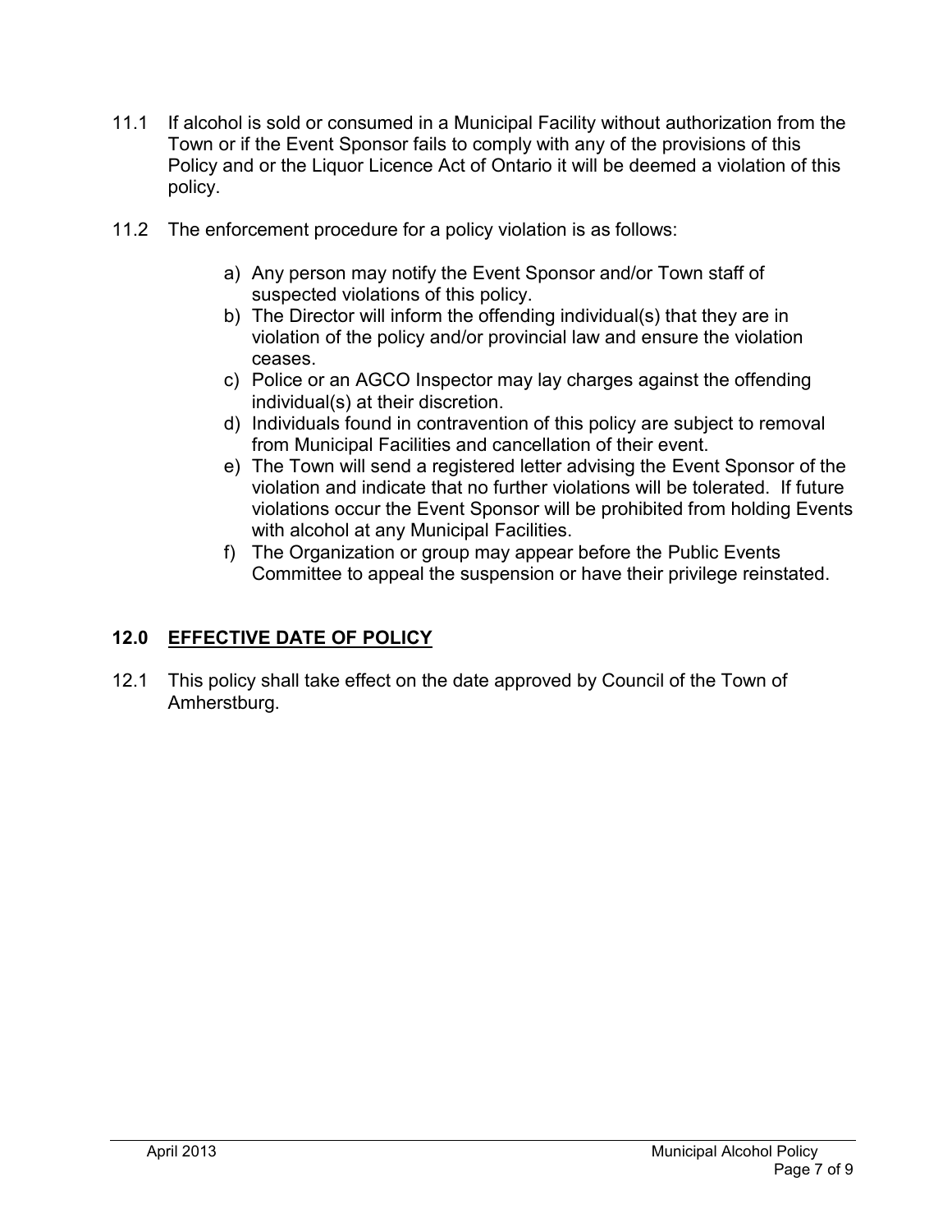11.1 If alcohol is sold or consumed in a Municipal Facility without authorization from the Town or if the Event Sponsor fails to comply with any of the provisions of this Policy and or the Liquor Licence Act of Ontario it will be deemed a violation of this policy.

11.2 The enforcement procedure for a policy violation is as follows:

a) Any person may notify the Event Sponsor and/or Town staff of suspected violations of this policy.
b) The Director will inform the offending individual(s) that they are in violation of the policy and/or provincial law and ensure the violation ceases.
c) Police or an AGCO Inspector may lay charges against the offending individual(s) at their discretion.
d) Individuals found in contravention of this policy are subject to removal from Municipal Facilities and cancellation of their event.
e) The Town will send a registered letter advising the Event Sponsor of the violation and indicate that no further violations will be tolerated. If future violations occur the Event Sponsor will be prohibited from holding Events with alcohol at any Municipal Facilities.
f) The Organization or group may appear before the Public Events Committee to appeal the suspension or have their privilege reinstated.

## 12.0 EFFECTIVE DATE OF POLICY

12.1 This policy shall take effect on the date approved by Council of the Town of Amherstburg.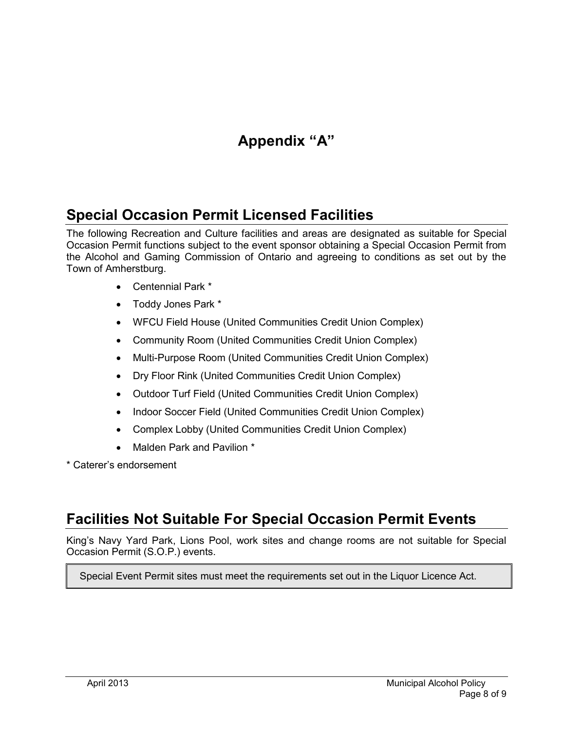# Appendix "A"

## Special Occasion Permit Licensed Facilities

The following Recreation and Culture facilities and areas are designated as suitable for Special Occasion Permit functions subject to the event sponsor obtaining a Special Occasion Permit from the Alcohol and Gaming Commission of Ontario and agreeing to conditions as set out by the Town of Amherstburg.

- Centennial Park *
- Toddy Jones Park *
- WFCU Field House (United Communities Credit Union Complex)
- Community Room (United Communities Credit Union Complex)
- Multi-Purpose Room (United Communities Credit Union Complex)
- Dry Floor Rink (United Communities Credit Union Complex)
- Outdoor Turf Field (United Communities Credit Union Complex)
- Indoor Soccer Field (United Communities Credit Union Complex)
- Complex Lobby (United Communities Credit Union Complex)
- Malden Park and Pavilion *

* Caterer's endorsement

## Facilities Not Suitable For Special Occasion Permit Events

King's Navy Yard Park, Lions Pool, work sites and change rooms are not suitable for Special Occasion Permit (S.O.P.) events.

> Special Event Permit sites must meet the requirements set out in the Liquor Licence Act.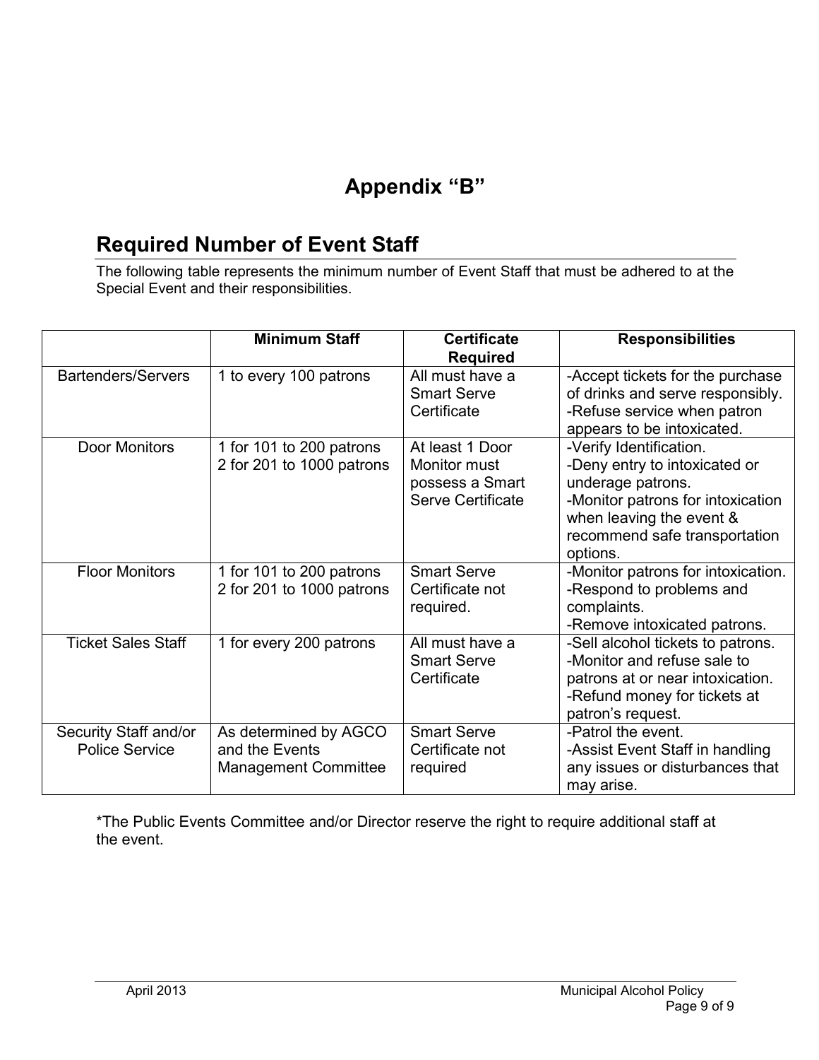# Appendix "B"

## Required Number of Event Staff

The following table represents the minimum number of Event Staff that must be adhered to at the Special Event and their responsibilities.

| | Minimum Staff | Certificate Required | Responsibilities |
|---|---|---|---|
| Bartenders/Servers | 1 to every 100 patrons | All must have a Smart Serve Certificate | -Accept tickets for the purchase of drinks and serve responsibly.<br>-Refuse service when patron appears to be intoxicated. |
| Door Monitors | 1 for 101 to 200 patrons<br>2 for 201 to 1000 patrons | At least 1 Door Monitor must possess a Smart Serve Certificate | -Verify Identification.<br>-Deny entry to intoxicated or underage patrons.<br>-Monitor patrons for intoxication when leaving the event & recommend safe transportation options. |
| Floor Monitors | 1 for 101 to 200 patrons<br>2 for 201 to 1000 patrons | Smart Serve Certificate not required. | -Monitor patrons for intoxication.<br>-Respond to problems and complaints.<br>-Remove intoxicated patrons. |
| Ticket Sales Staff | 1 for every 200 patrons | All must have a Smart Serve Certificate | -Sell alcohol tickets to patrons.<br>-Monitor and refuse sale to patrons at or near intoxication.<br>-Refund money for tickets at patron's request. |
| Security Staff and/or Police Service | As determined by AGCO and the Events Management Committee | Smart Serve Certificate not required | -Patrol the event.<br>-Assist Event Staff in handling any issues or disturbances that may arise. |

*The Public Events Committee and/or Director reserve the right to require additional staff at the event.